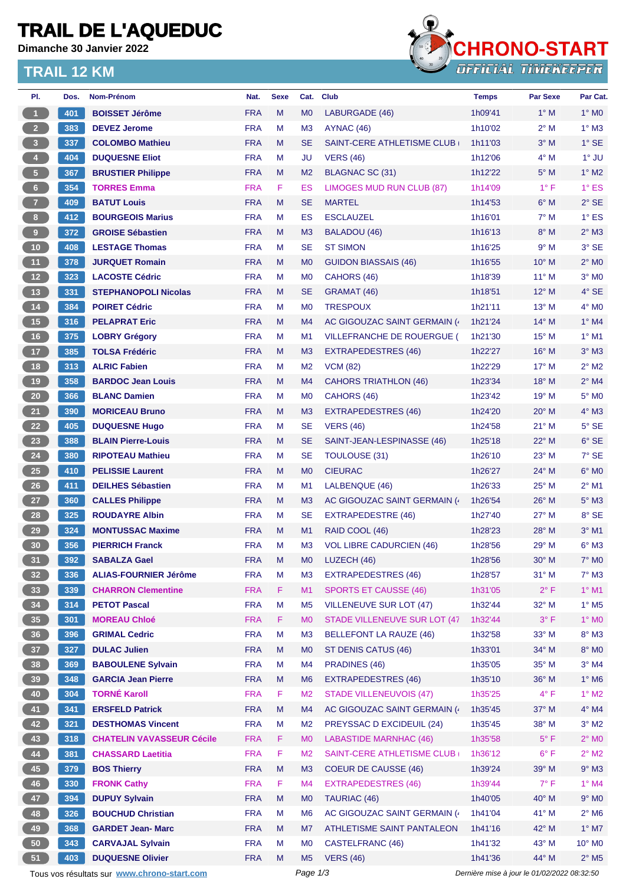# TRAIL DE L'AQUEDUC

**Dimanche 30 Janvier 2022**

CHRONO-START
OFFICIAL TIMEKEEPER

## TRAIL 12 KM

| Pl. | Dos. | Nom-Prénom | Nat. | Sexe | Cat. | Club | Temps | Par Sexe | Par Cat. |
|---|---|---|---|---|---|---|---|---|---|
| 1 | 401 | BOISSET Jérôme | FRA | M | M0 | LABURGADE (46) | 1h09'41 | 1° M | 1° M0 |
| 2 | 383 | DEVEZ Jerome | FRA | M | M3 | AYNAC (46) | 1h10'02 | 2° M | 1° M3 |
| 3 | 337 | COLOMBO Mathieu | FRA | M | SE | SAINT-CERE ATHLETISME CLUB ( | 1h11'03 | 3° M | 1° SE |
| 4 | 404 | DUQUESNE Eliot | FRA | M | JU | VERS (46) | 1h12'06 | 4° M | 1° JU |
| 5 | 367 | BRUSTIER Philippe | FRA | M | M2 | BLAGNAC SC (31) | 1h12'22 | 5° M | 1° M2 |
| 6 | 354 | TORRES Emma | FRA | F | ES | LIMOGES MUD RUN CLUB (87) | 1h14'09 | 1° F | 1° ES |
| 7 | 409 | BATUT Louis | FRA | M | SE | MARTEL | 1h14'53 | 6° M | 2° SE |
| 8 | 412 | BOURGEOIS Marius | FRA | M | ES | ESCLAUZEL | 1h16'01 | 7° M | 1° ES |
| 9 | 372 | GROISE Sébastien | FRA | M | M3 | BALADOU (46) | 1h16'13 | 8° M | 2° M3 |
| 10 | 408 | LESTAGE Thomas | FRA | M | SE | ST SIMON | 1h16'25 | 9° M | 3° SE |
| 11 | 378 | JURQUET Romain | FRA | M | M0 | GUIDON BIASSAIS (46) | 1h16'55 | 10° M | 2° M0 |
| 12 | 323 | LACOSTE Cédric | FRA | M | M0 | CAHORS (46) | 1h18'39 | 11° M | 3° M0 |
| 13 | 331 | STEPHANOPOLI Nicolas | FRA | M | SE | GRAMAT (46) | 1h18'51 | 12° M | 4° SE |
| 14 | 384 | POIRET Cédric | FRA | M | M0 | TRESPOUX | 1h21'11 | 13° M | 4° M0 |
| 15 | 316 | PELAPRAT Eric | FRA | M | M4 | AC GIGOUZAC SAINT GERMAIN (4 | 1h21'24 | 14° M | 1° M4 |
| 16 | 375 | LOBRY Grégory | FRA | M | M1 | VILLEFRANCHE DE ROUERGUE ( | 1h21'30 | 15° M | 1° M1 |
| 17 | 385 | TOLSA Frédéric | FRA | M | M3 | EXTRAPEDESTRES (46) | 1h22'27 | 16° M | 3° M3 |
| 18 | 313 | ALRIC Fabien | FRA | M | M2 | VCM (82) | 1h22'29 | 17° M | 2° M2 |
| 19 | 358 | BARDOC Jean Louis | FRA | M | M4 | CAHORS TRIATHLON (46) | 1h23'34 | 18° M | 2° M4 |
| 20 | 366 | BLANC Damien | FRA | M | M0 | CAHORS (46) | 1h23'42 | 19° M | 5° M0 |
| 21 | 390 | MORICEAU Bruno | FRA | M | M3 | EXTRAPEDESTRES (46) | 1h24'20 | 20° M | 4° M3 |
| 22 | 405 | DUQUESNE Hugo | FRA | M | SE | VERS (46) | 1h24'58 | 21° M | 5° SE |
| 23 | 388 | BLAIN Pierre-Louis | FRA | M | SE | SAINT-JEAN-LESPINASSE (46) | 1h25'18 | 22° M | 6° SE |
| 24 | 380 | RIPOTEAU Mathieu | FRA | M | SE | TOULOUSE (31) | 1h26'10 | 23° M | 7° SE |
| 25 | 410 | PELISSIE Laurent | FRA | M | M0 | CIEURAC | 1h26'27 | 24° M | 6° M0 |
| 26 | 411 | DEILHES Sébastien | FRA | M | M1 | LALBENQUE (46) | 1h26'33 | 25° M | 2° M1 |
| 27 | 360 | CALLES Philippe | FRA | M | M3 | AC GIGOUZAC SAINT GERMAIN (4 | 1h26'54 | 26° M | 5° M3 |
| 28 | 325 | ROUDAYRE Albin | FRA | M | SE | EXTRAPEDESTRE (46) | 1h27'40 | 27° M | 8° SE |
| 29 | 324 | MONTUSSAC Maxime | FRA | M | M1 | RAID COOL (46) | 1h28'23 | 28° M | 3° M1 |
| 30 | 356 | PIERRICH Franck | FRA | M | M3 | VOL LIBRE CADURCIEN (46) | 1h28'56 | 29° M | 6° M3 |
| 31 | 392 | SABALZA Gael | FRA | M | M0 | LUZECH (46) | 1h28'56 | 30° M | 7° M0 |
| 32 | 336 | ALIAS-FOURNIER Jérôme | FRA | M | M3 | EXTRAPEDESTRES (46) | 1h28'57 | 31° M | 7° M3 |
| 33 | 339 | CHARRON Clementine | FRA | F | M1 | SPORTS ET CAUSSE (46) | 1h31'05 | 2° F | 1° M1 |
| 34 | 314 | PETOT Pascal | FRA | M | M5 | VILLENEUVE SUR LOT (47) | 1h32'44 | 32° M | 1° M5 |
| 35 | 301 | MOREAU Chloé | FRA | F | M0 | STADE VILLENEUVE SUR LOT (47 | 1h32'44 | 3° F | 1° M0 |
| 36 | 396 | GRIMAL Cedric | FRA | M | M3 | BELLEFONT LA RAUZE (46) | 1h32'58 | 33° M | 8° M3 |
| 37 | 327 | DULAC Julien | FRA | M | M0 | ST DENIS CATUS (46) | 1h33'01 | 34° M | 8° M0 |
| 38 | 369 | BABOULENE Sylvain | FRA | M | M4 | PRADINES (46) | 1h35'05 | 35° M | 3° M4 |
| 39 | 348 | GARCIA Jean Pierre | FRA | M | M6 | EXTRAPEDESTRES (46) | 1h35'10 | 36° M | 1° M6 |
| 40 | 304 | TORNÉ Karoll | FRA | F | M2 | STADE VILLENEUVOIS (47) | 1h35'25 | 4° F | 1° M2 |
| 41 | 341 | ERSFELD Patrick | FRA | M | M4 | AC GIGOUZAC SAINT GERMAIN (4 | 1h35'45 | 37° M | 4° M4 |
| 42 | 321 | DESTHOMAS Vincent | FRA | M | M2 | PREYSSAC D EXCIDEUIL (24) | 1h35'45 | 38° M | 3° M2 |
| 43 | 318 | CHATELIN VAVASSEUR Cécile | FRA | F | M0 | LABASTIDE MARNHAC (46) | 1h35'58 | 5° F | 2° M0 |
| 44 | 381 | CHASSARD Laetitia | FRA | F | M2 | SAINT-CERE ATHLETISME CLUB ( | 1h36'12 | 6° F | 2° M2 |
| 45 | 379 | BOS Thierry | FRA | M | M3 | COEUR DE CAUSSE (46) | 1h39'24 | 39° M | 9° M3 |
| 46 | 330 | FRONK Cathy | FRA | F | M4 | EXTRAPEDESTRES (46) | 1h39'44 | 7° F | 1° M4 |
| 47 | 394 | DUPUY Sylvain | FRA | M | M0 | TAURIAC (46) | 1h40'05 | 40° M | 9° M0 |
| 48 | 326 | BOUCHUD Christian | FRA | M | M6 | AC GIGOUZAC SAINT GERMAIN (4 | 1h41'04 | 41° M | 2° M6 |
| 49 | 368 | GARDET Jean- Marc | FRA | M | M7 | ATHLETISME SAINT PANTALEON | 1h41'16 | 42° M | 1° M7 |
| 50 | 343 | CARVAJAL Sylvain | FRA | M | M0 | CASTELFRANC (46) | 1h41'32 | 43° M | 10° M0 |
| 51 | 403 | DUQUESNE Olivier | FRA | M | M5 | VERS (46) | 1h41'36 | 44° M | 2° M5 |

Tous vos résultats sur www.chrono-start.com

*Dernière mise à jour le 01/02/2022 08:32:50*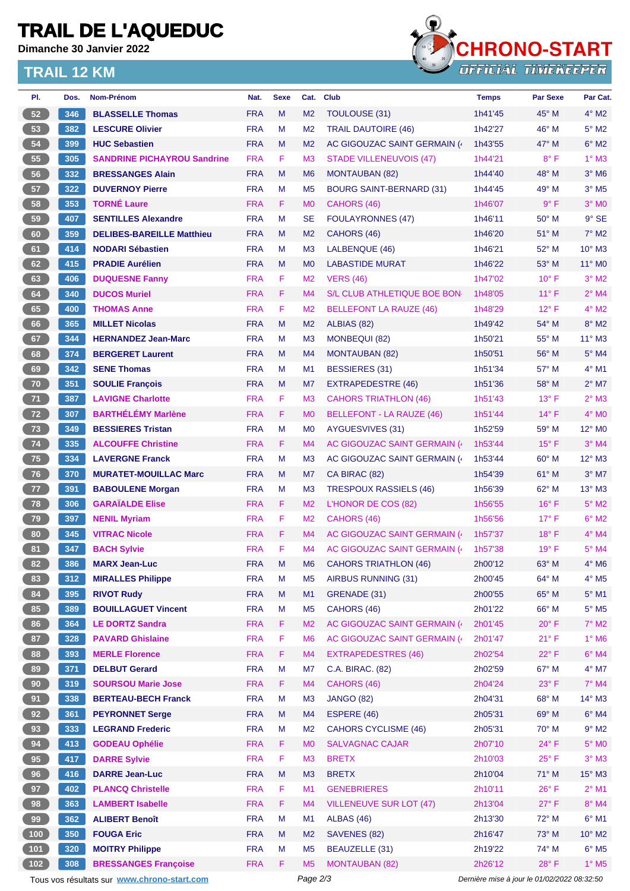# TRAIL DE L'AQUEDUC

**Dimanche 30 Janvier 2022**

## TRAIL 12 KM

CHRONO-START OFFICIAL TIMEKEEPER

| Pl. | Dos. | Nom-Prénom | Nat. | Sexe | Cat. | Club | Temps | Par Sexe | Par Cat. |
|---|---|---|---|---|---|---|---|---|---|
| 52 | 346 | BLASSELLE Thomas | FRA | M | M2 | TOULOUSE (31) | 1h41'45 | 45° M | 4° M2 |
| 53 | 382 | LESCURE Olivier | FRA | M | M2 | TRAIL DAUTOIRE (46) | 1h42'27 | 46° M | 5° M2 |
| 54 | 399 | HUC Sebastien | FRA | M | M2 | AC GIGOUZAC SAINT GERMAIN (4 | 1h43'55 | 47° M | 6° M2 |
| 55 | 305 | SANDRINE PICHAYROU Sandrine | FRA | F | M3 | STADE VILLENEUVOIS (47) | 1h44'21 | 8° F | 1° M3 |
| 56 | 332 | BRESSANGES Alain | FRA | M | M6 | MONTAUBAN (82) | 1h44'40 | 48° M | 3° M6 |
| 57 | 322 | DUVERNOY Pierre | FRA | M | M5 | BOURG SAINT-BERNARD (31) | 1h44'45 | 49° M | 3° M5 |
| 58 | 353 | TORNÉ Laure | FRA | F | M0 | CAHORS (46) | 1h46'07 | 9° F | 3° M0 |
| 59 | 407 | SENTILLES Alexandre | FRA | M | SE | FOULAYRONNES (47) | 1h46'11 | 50° M | 9° SE |
| 60 | 359 | DELIBES-BAREILLE Matthieu | FRA | M | M2 | CAHORS (46) | 1h46'20 | 51° M | 7° M2 |
| 61 | 414 | NODARI Sébastien | FRA | M | M3 | LALBENQUE (46) | 1h46'21 | 52° M | 10° M3 |
| 62 | 415 | PRADIE Aurélien | FRA | M | M0 | LABASTIDE MURAT | 1h46'22 | 53° M | 11° M0 |
| 63 | 406 | DUQUESNE Fanny | FRA | F | M2 | VERS (46) | 1h47'02 | 10° F | 3° M2 |
| 64 | 340 | DUCOS Muriel | FRA | F | M4 | S/L CLUB ATHLETIQUE BOE BON | 1h48'05 | 11° F | 2° M4 |
| 65 | 400 | THOMAS Anne | FRA | F | M2 | BELLEFONT LA RAUZE (46) | 1h48'29 | 12° F | 4° M2 |
| 66 | 365 | MILLET Nicolas | FRA | M | M2 | ALBIAS (82) | 1h49'42 | 54° M | 8° M2 |
| 67 | 344 | HERNANDEZ Jean-Marc | FRA | M | M3 | MONBEQUI (82) | 1h50'21 | 55° M | 11° M3 |
| 68 | 374 | BERGERET Laurent | FRA | M | M4 | MONTAUBAN (82) | 1h50'51 | 56° M | 5° M4 |
| 69 | 342 | SENE Thomas | FRA | M | M1 | BESSIERES (31) | 1h51'34 | 57° M | 4° M1 |
| 70 | 351 | SOULIE François | FRA | M | M7 | EXTRAPEDESTRE (46) | 1h51'36 | 58° M | 2° M7 |
| 71 | 387 | LAVIGNE Charlotte | FRA | F | M3 | CAHORS TRIATHLON (46) | 1h51'43 | 13° F | 2° M3 |
| 72 | 307 | BARTHÉLÉMY Marlène | FRA | F | M0 | BELLEFONT - LA RAUZE (46) | 1h51'44 | 14° F | 4° M0 |
| 73 | 349 | BESSIERES Tristan | FRA | M | M0 | AYGUESVIVES (31) | 1h52'59 | 59° M | 12° M0 |
| 74 | 335 | ALCOUFFE Christine | FRA | F | M4 | AC GIGOUZAC SAINT GERMAIN (4 | 1h53'44 | 15° F | 3° M4 |
| 75 | 334 | LAVERGNE Franck | FRA | M | M3 | AC GIGOUZAC SAINT GERMAIN (4 | 1h53'44 | 60° M | 12° M3 |
| 76 | 370 | MURATET-MOUILLAC Marc | FRA | M | M7 | CA BIRAC (82) | 1h54'39 | 61° M | 3° M7 |
| 77 | 391 | BABOULENE Morgan | FRA | M | M3 | TRESPOUX RASSIELS (46) | 1h56'39 | 62° M | 13° M3 |
| 78 | 306 | GARAÏALDE Elise | FRA | F | M2 | L'HONOR DE COS (82) | 1h56'55 | 16° F | 5° M2 |
| 79 | 397 | NENIL Myriam | FRA | F | M2 | CAHORS (46) | 1h56'56 | 17° F | 6° M2 |
| 80 | 345 | VITRAC Nicole | FRA | F | M4 | AC GIGOUZAC SAINT GERMAIN (4 | 1h57'37 | 18° F | 4° M4 |
| 81 | 347 | BACH Sylvie | FRA | F | M4 | AC GIGOUZAC SAINT GERMAIN (4 | 1h57'38 | 19° F | 5° M4 |
| 82 | 386 | MARX Jean-Luc | FRA | M | M6 | CAHORS TRIATHLON (46) | 2h00'12 | 63° M | 4° M6 |
| 83 | 312 | MIRALLES Philippe | FRA | M | M5 | AIRBUS RUNNING (31) | 2h00'45 | 64° M | 4° M5 |
| 84 | 395 | RIVOT Rudy | FRA | M | M1 | GRENADE (31) | 2h00'55 | 65° M | 5° M1 |
| 85 | 389 | BOUILLAGUET Vincent | FRA | M | M5 | CAHORS (46) | 2h01'22 | 66° M | 5° M5 |
| 86 | 364 | LE DORTZ Sandra | FRA | F | M2 | AC GIGOUZAC SAINT GERMAIN (4 | 2h01'45 | 20° F | 7° M2 |
| 87 | 328 | PAVARD Ghislaine | FRA | F | M6 | AC GIGOUZAC SAINT GERMAIN (4 | 2h01'47 | 21° F | 1° M6 |
| 88 | 393 | MERLE Florence | FRA | F | M4 | EXTRAPEDESTRES (46) | 2h02'54 | 22° F | 6° M4 |
| 89 | 371 | DELBUT Gerard | FRA | M | M7 | C.A. BIRAC. (82) | 2h02'59 | 67° M | 4° M7 |
| 90 | 319 | SOURSOU Marie Jose | FRA | F | M4 | CAHORS (46) | 2h04'24 | 23° F | 7° M4 |
| 91 | 338 | BERTEAU-BECH Franck | FRA | M | M3 | JANGO (82) | 2h04'31 | 68° M | 14° M3 |
| 92 | 361 | PEYRONNET Serge | FRA | M | M4 | ESPERE (46) | 2h05'31 | 69° M | 6° M4 |
| 93 | 333 | LEGRAND Frederic | FRA | M | M2 | CAHORS CYCLISME (46) | 2h05'31 | 70° M | 9° M2 |
| 94 | 413 | GODEAU Ophélie | FRA | F | M0 | SALVAGNAC CAJAR | 2h07'10 | 24° F | 5° M0 |
| 95 | 417 | DARRE Sylvie | FRA | F | M3 | BRETX | 2h10'03 | 25° F | 3° M3 |
| 96 | 416 | DARRE Jean-Luc | FRA | M | M3 | BRETX | 2h10'04 | 71° M | 15° M3 |
| 97 | 402 | PLANCQ Christelle | FRA | F | M1 | GENEBRIERES | 2h10'11 | 26° F | 2° M1 |
| 98 | 363 | LAMBERT Isabelle | FRA | F | M4 | VILLENEUVE SUR LOT (47) | 2h13'04 | 27° F | 8° M4 |
| 99 | 362 | ALIBERT Benoît | FRA | M | M1 | ALBAS (46) | 2h13'30 | 72° M | 6° M1 |
| 100 | 350 | FOUGA Eric | FRA | M | M2 | SAVENES (82) | 2h16'47 | 73° M | 10° M2 |
| 101 | 320 | MOITRY Philippe | FRA | M | M5 | BEAUZELLE (31) | 2h19'22 | 74° M | 6° M5 |
| 102 | 308 | BRESSANGES Françoise | FRA | F | M5 | MONTAUBAN (82) | 2h26'12 | 28° F | 1° M5 |

Tous vos résultats sur www.chrono-start.com

Dernière mise à jour le 01/02/2022 08:32:50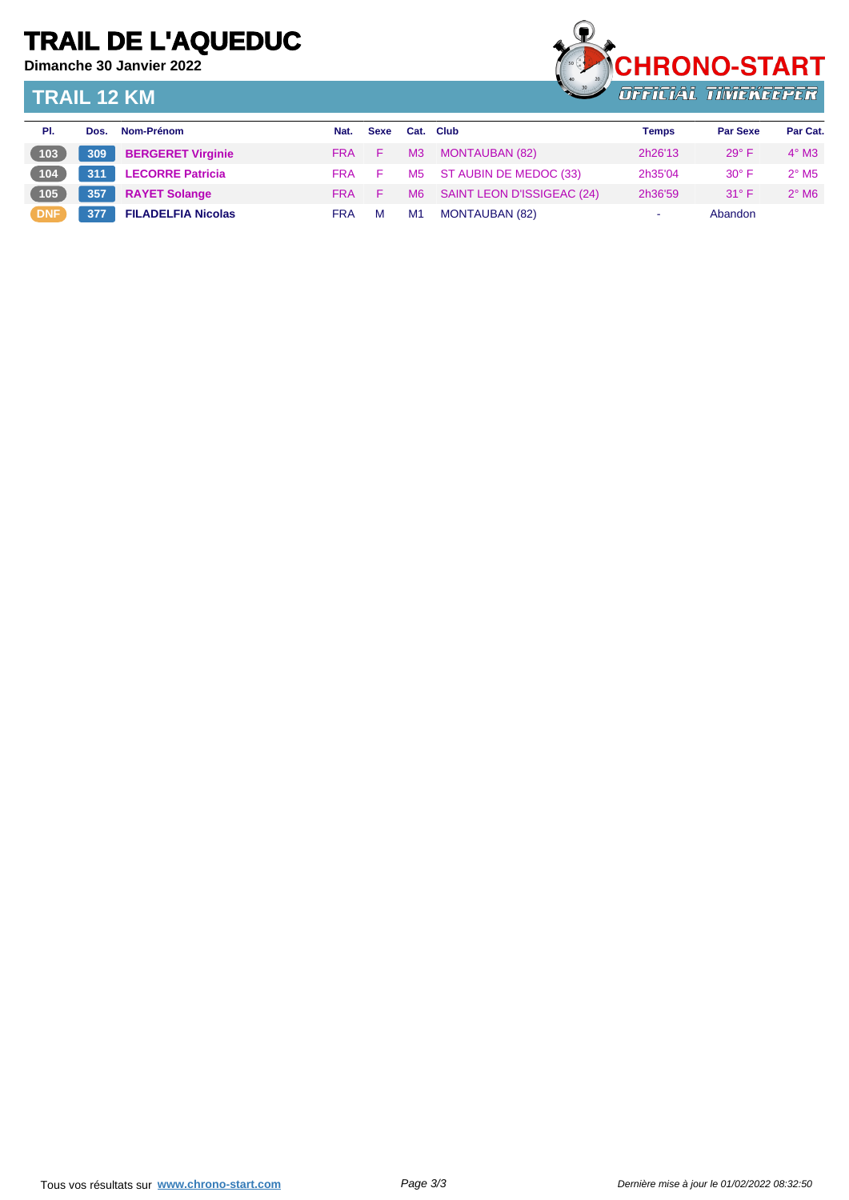# TRAIL DE L'AQUEDUC

**Dimanche 30 Janvier 2022**

CHRONO-START
OFFICIAL TIMEKEEPER

## TRAIL 12 KM

| Pl. | Dos. | Nom-Prénom | Nat. | Sexe | Cat. | Club | Temps | Par Sexe | Par Cat. |
|---|---|---|---|---|---|---|---|---|---|
| 103 | 309 | **BERGERET Virginie** | FRA | F | M3 | MONTAUBAN (82) | 2h26'13 | 29° F | 4° M3 |
| 104 | 311 | **LECORRE Patricia** | FRA | F | M5 | ST AUBIN DE MEDOC (33) | 2h35'04 | 30° F | 2° M5 |
| 105 | 357 | **RAYET Solange** | FRA | F | M6 | SAINT LEON D'ISSIGEAC (24) | 2h36'59 | 31° F | 2° M6 |
| DNF | 377 | **FILADELFIA Nicolas** | FRA | M | M1 | MONTAUBAN (82) | - | Abandon | |

Tous vos résultats sur www.chrono-start.com

*Dernière mise à jour le 01/02/2022 08:32:50*